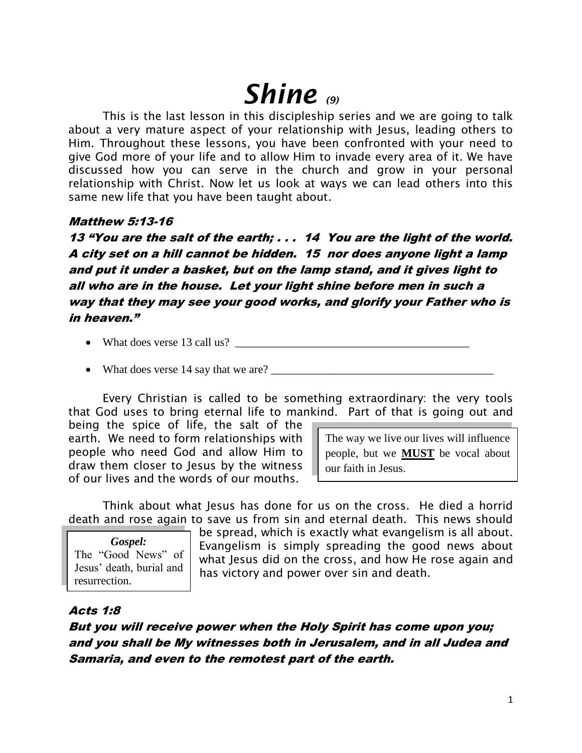# *Shine* *(9)*

This is the last lesson in this discipleship series and we are going to talk about a very mature aspect of your relationship with Jesus, leading others to Him. Throughout these lessons, you have been confronted with your need to give God more of your life and to allow Him to invade every area of it. We have discussed how you can serve in the church and grow in your personal relationship with Christ. Now let us look at ways we can lead others into this same new life that you have been taught about.

***Matthew 5:13-16***

***13 "You are the salt of the earth; . . . 14 You are the light of the world. A city set on a hill cannot be hidden. 15 nor does anyone light a lamp and put it under a basket, but on the lamp stand, and it gives light to all who are in the house. Let your light shine before men in such a way that they may see your good works, and glorify your Father who is in heaven."***

- What does verse 13 call us? ________________________________________
- What does verse 14 say that we are? ______________________________________

Every Christian is called to be something extraordinary: the very tools that God uses to bring eternal life to mankind. Part of that is going out and being the spice of life, the salt of the earth. We need to form relationships with people who need God and allow Him to draw them closer to Jesus by the witness of our lives and the words of our mouths.

> The way we live our lives will influence people, but we **MUST** be vocal about our faith in Jesus.

Think about what Jesus has done for us on the cross. He died a horrid death and rose again to save us from sin and eternal death. This news should be spread, which is exactly what evangelism is all about. Evangelism is simply spreading the good news about what Jesus did on the cross, and how He rose again and has victory and power over sin and death.

> ***Gospel:***
> The "Good News" of Jesus' death, burial and resurrection.

***Acts 1:8***

***But you will receive power when the Holy Spirit has come upon you; and you shall be My witnesses both in Jerusalem, and in all Judea and Samaria, and even to the remotest part of the earth.***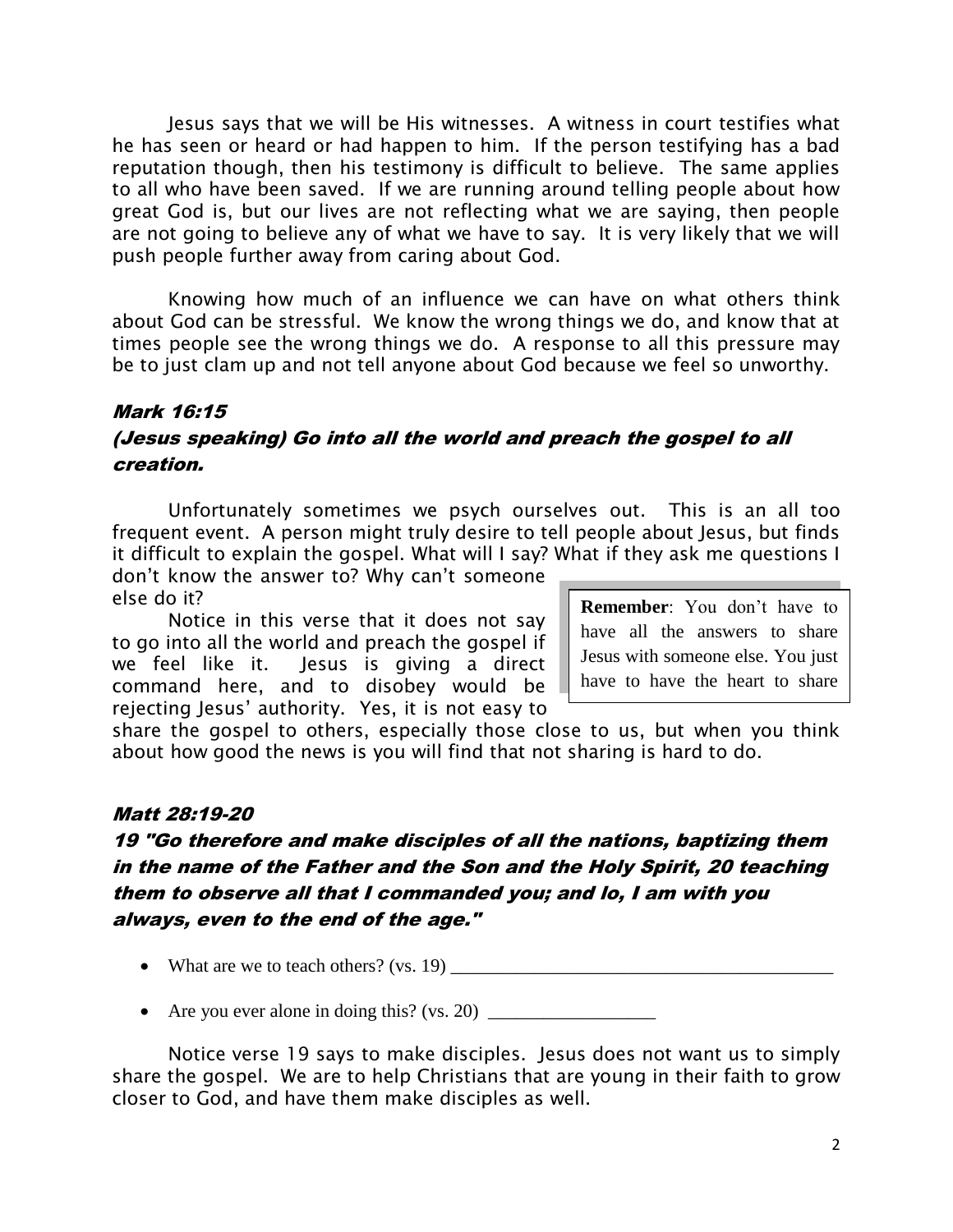Jesus says that we will be His witnesses. A witness in court testifies what he has seen or heard or had happen to him. If the person testifying has a bad reputation though, then his testimony is difficult to believe. The same applies to all who have been saved. If we are running around telling people about how great God is, but our lives are not reflecting what we are saying, then people are not going to believe any of what we have to say. It is very likely that we will push people further away from caring about God.

Knowing how much of an influence we can have on what others think about God can be stressful. We know the wrong things we do, and know that at times people see the wrong things we do. A response to all this pressure may be to just clam up and not tell anyone about God because we feel so unworthy.

### *Mark 16:15*

### *(Jesus speaking) Go into all the world and preach the gospel to all creation.*

Unfortunately sometimes we psych ourselves out. This is an all too frequent event. A person might truly desire to tell people about Jesus, but finds it difficult to explain the gospel. What will I say? What if they ask me questions I don't know the answer to? Why can't someone else do it?

Notice in this verse that it does not say to go into all the world and preach the gospel if we feel like it. Jesus is giving a direct command here, and to disobey would be rejecting Jesus' authority. Yes, it is not easy to share the gospel to others, especially those close to us, but when you think about how good the news is you will find that not sharing is hard to do.

> **Remember**: You don't have to have all the answers to share Jesus with someone else. You just have to have the heart to share

### *Matt 28:19-20*

### *19 "Go therefore and make disciples of all the nations, baptizing them in the name of the Father and the Son and the Holy Spirit, 20 teaching them to observe all that I commanded you; and lo, I am with you always, even to the end of the age."*

- What are we to teach others? (vs. 19) ________________________________________
- Are you ever alone in doing this? (vs. 20) __________________

Notice verse 19 says to make disciples. Jesus does not want us to simply share the gospel. We are to help Christians that are young in their faith to grow closer to God, and have them make disciples as well.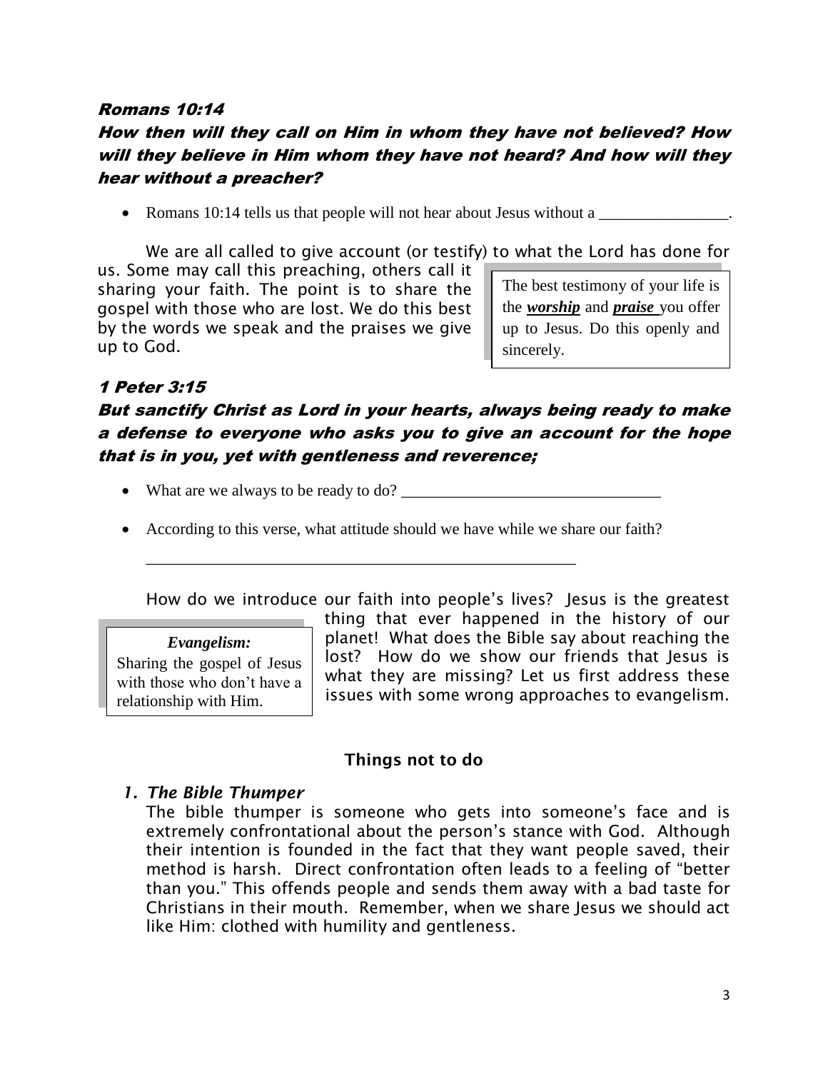***Romans 10:14***

***How then will they call on Him in whom they have not believed? How will they believe in Him whom they have not heard? And how will they hear without a preacher?***

- Romans 10:14 tells us that people will not hear about Jesus without a ________________.

We are all called to give account (or testify) to what the Lord has done for us. Some may call this preaching, others call it sharing your faith. The point is to share the gospel with those who are lost. We do this best by the words we speak and the praises we give up to God.

> The best testimony of your life is the ***worship*** and ***praise*** you offer up to Jesus. Do this openly and sincerely.

***1 Peter 3:15***

***But sanctify Christ as Lord in your hearts, always being ready to make a defense to everyone who asks you to give an account for the hope that is in you, yet with gentleness and reverence;***

- What are we always to be ready to do? ________________________________

- According to this verse, what attitude should we have while we share our faith?

  ______________________________________________________

How do we introduce our faith into people's lives? Jesus is the greatest thing that ever happened in the history of our planet! What does the Bible say about reaching the lost? How do we show our friends that Jesus is what they are missing? Let us first address these issues with some wrong approaches to evangelism.

> ***Evangelism:***
> Sharing the gospel of Jesus with those who don't have a relationship with Him.

## Things not to do

1. ***The Bible Thumper***

   The bible thumper is someone who gets into someone's face and is extremely confrontational about the person's stance with God. Although their intention is founded in the fact that they want people saved, their method is harsh. Direct confrontation often leads to a feeling of "better than you." This offends people and sends them away with a bad taste for Christians in their mouth. Remember, when we share Jesus we should act like Him: clothed with humility and gentleness.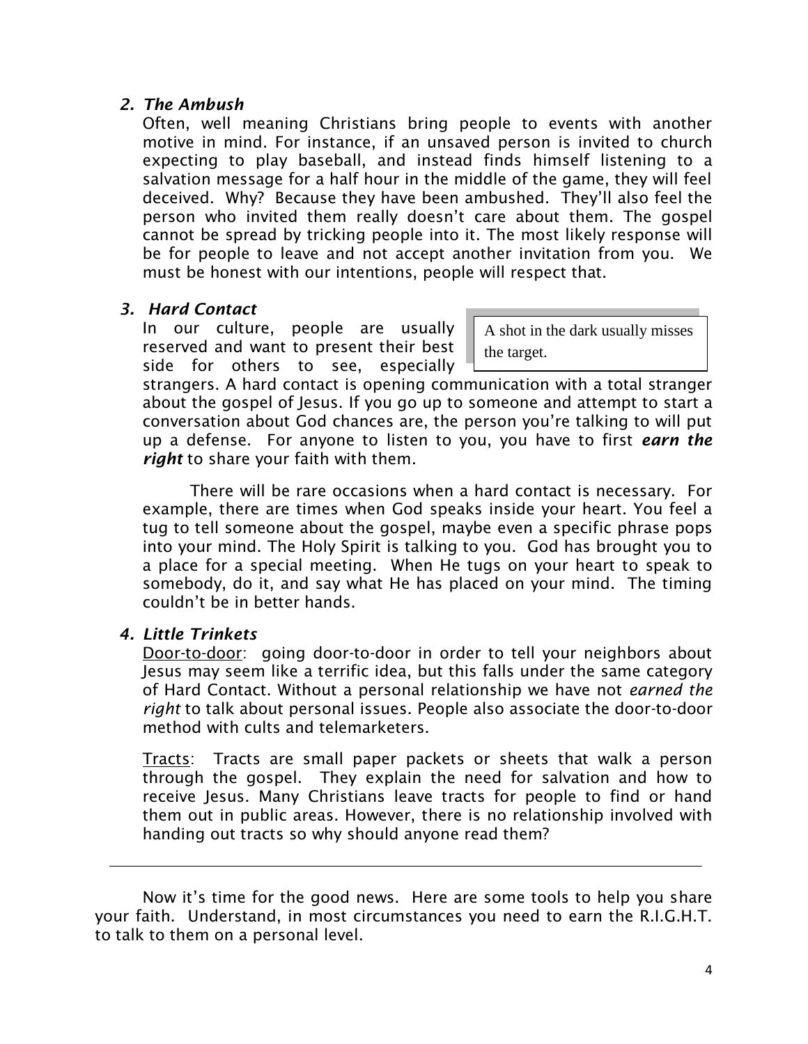### *2. The Ambush*

Often, well meaning Christians bring people to events with another motive in mind. For instance, if an unsaved person is invited to church expecting to play baseball, and instead finds himself listening to a salvation message for a half hour in the middle of the game, they will feel deceived. Why? Because they have been ambushed. They'll also feel the person who invited them really doesn't care about them. The gospel cannot be spread by tricking people into it. The most likely response will be for people to leave and not accept another invitation from you. We must be honest with our intentions, people will respect that.

### *3. Hard Contact*

> A shot in the dark usually misses the target.

In our culture, people are usually reserved and want to present their best side for others to see, especially strangers. A hard contact is opening communication with a total stranger about the gospel of Jesus. If you go up to someone and attempt to start a conversation about God chances are, the person you're talking to will put up a defense. For anyone to listen to you, you have to first ***earn the right*** to share your faith with them.

There will be rare occasions when a hard contact is necessary. For example, there are times when God speaks inside your heart. You feel a tug to tell someone about the gospel, maybe even a specific phrase pops into your mind. The Holy Spirit is talking to you. God has brought you to a place for a special meeting. When He tugs on your heart to speak to somebody, do it, and say what He has placed on your mind. The timing couldn't be in better hands.

### *4. Little Trinkets*

<u>Door-to-door</u>: going door-to-door in order to tell your neighbors about Jesus may seem like a terrific idea, but this falls under the same category of Hard Contact. Without a personal relationship we have not *earned the right* to talk about personal issues. People also associate the door-to-door method with cults and telemarketers.

<u>Tracts</u>: Tracts are small paper packets or sheets that walk a person through the gospel. They explain the need for salvation and how to receive Jesus. Many Christians leave tracts for people to find or hand them out in public areas. However, there is no relationship involved with handing out tracts so why should anyone read them?

---

Now it's time for the good news. Here are some tools to help you share your faith. Understand, in most circumstances you need to earn the R.I.G.H.T. to talk to them on a personal level.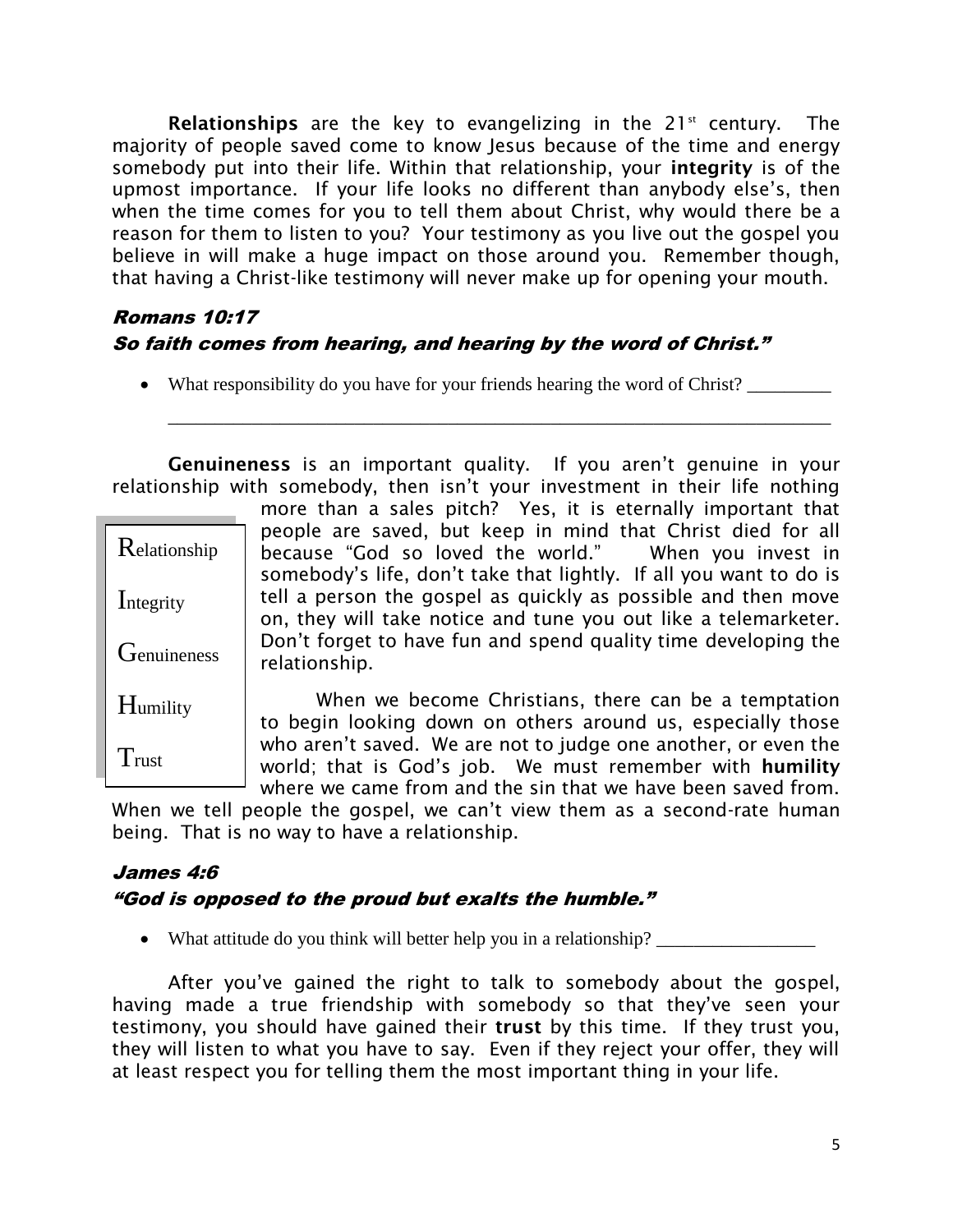**Relationships** are the key to evangelizing in the 21st century. The majority of people saved come to know Jesus because of the time and energy somebody put into their life. Within that relationship, your **integrity** is of the upmost importance. If your life looks no different than anybody else's, then when the time comes for you to tell them about Christ, why would there be a reason for them to listen to you? Your testimony as you live out the gospel you believe in will make a huge impact on those around you. Remember though, that having a Christ-like testimony will never make up for opening your mouth.

### *Romans 10:17*
### *So faith comes from hearing, and hearing by the word of Christ."*

- What responsibility do you have for your friends hearing the word of Christ? _________
  ______________________________________________________________________

**Genuineness** is an important quality. If you aren't genuine in your relationship with somebody, then isn't your investment in their life nothing more than a sales pitch? Yes, it is eternally important that people are saved, but keep in mind that Christ died for all because "God so loved the world." When you invest in somebody's life, don't take that lightly. If all you want to do is tell a person the gospel as quickly as possible and then move on, they will take notice and tune you out like a telemarketer. Don't forget to have fun and spend quality time developing the relationship.

| |
|---|
| **R**elationship |
| **I**ntegrity |
| **G**enuineness |
| **H**umility |
| **T**rust |

When we become Christians, there can be a temptation to begin looking down on others around us, especially those who aren't saved. We are not to judge one another, or even the world; that is God's job. We must remember with **humility** where we came from and the sin that we have been saved from. When we tell people the gospel, we can't view them as a second-rate human being. That is no way to have a relationship.

### *James 4:6*
### *"God is opposed to the proud but exalts the humble."*

- What attitude do you think will better help you in a relationship? _________________

After you've gained the right to talk to somebody about the gospel, having made a true friendship with somebody so that they've seen your testimony, you should have gained their **trust** by this time. If they trust you, they will listen to what you have to say. Even if they reject your offer, they will at least respect you for telling them the most important thing in your life.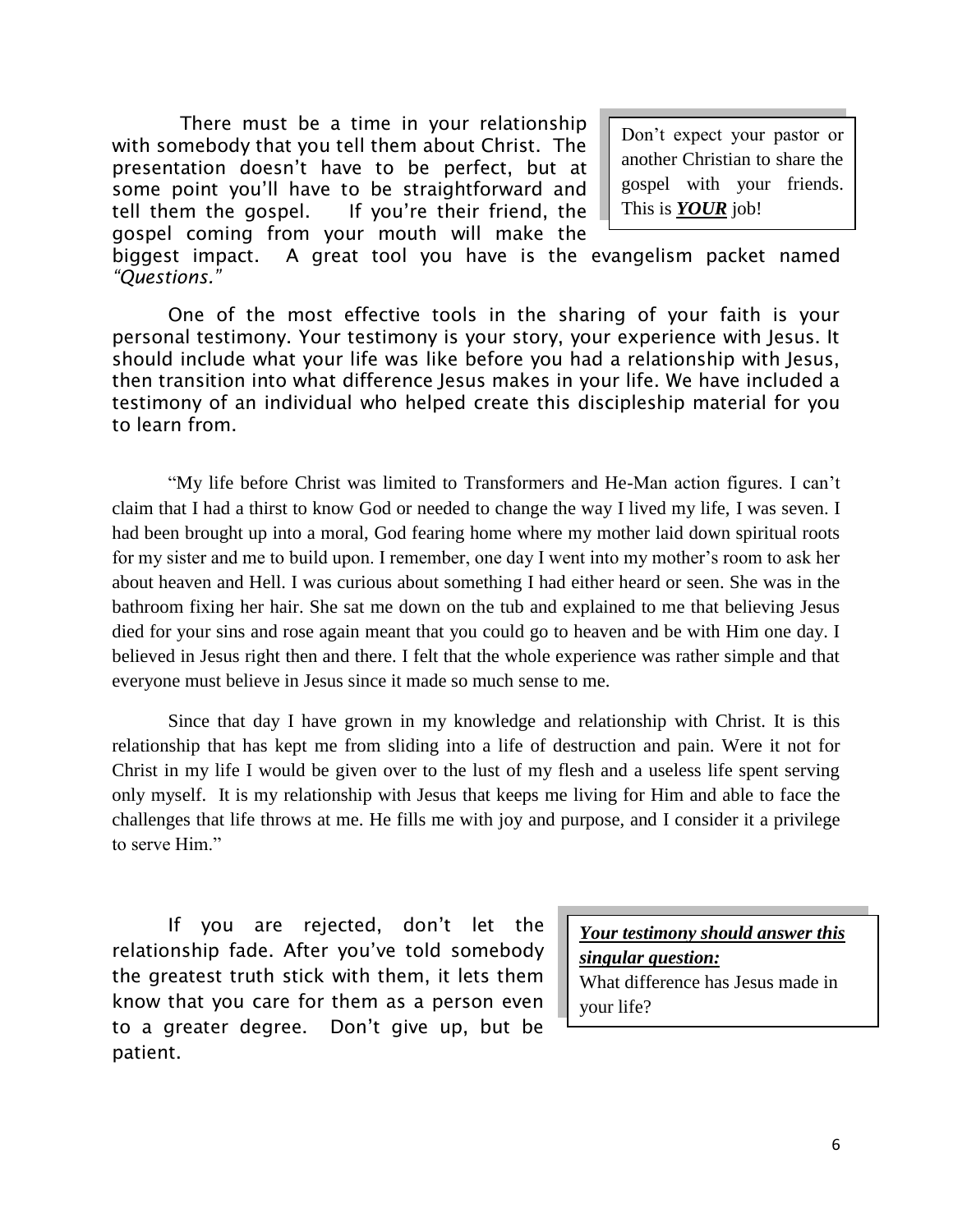There must be a time in your relationship with somebody that you tell them about Christ. The presentation doesn't have to be perfect, but at some point you'll have to be straightforward and tell them the gospel. If you're their friend, the gospel coming from your mouth will make the biggest impact. A great tool you have is the evangelism packet named *"Questions."*

> Don't expect your pastor or another Christian to share the gospel with your friends. This is ***YOUR*** job!

One of the most effective tools in the sharing of your faith is your personal testimony. Your testimony is your story, your experience with Jesus. It should include what your life was like before you had a relationship with Jesus, then transition into what difference Jesus makes in your life. We have included a testimony of an individual who helped create this discipleship material for you to learn from.

"My life before Christ was limited to Transformers and He-Man action figures. I can't claim that I had a thirst to know God or needed to change the way I lived my life, I was seven. I had been brought up into a moral, God fearing home where my mother laid down spiritual roots for my sister and me to build upon. I remember, one day I went into my mother's room to ask her about heaven and Hell. I was curious about something I had either heard or seen. She was in the bathroom fixing her hair. She sat me down on the tub and explained to me that believing Jesus died for your sins and rose again meant that you could go to heaven and be with Him one day. I believed in Jesus right then and there. I felt that the whole experience was rather simple and that everyone must believe in Jesus since it made so much sense to me.

Since that day I have grown in my knowledge and relationship with Christ. It is this relationship that has kept me from sliding into a life of destruction and pain. Were it not for Christ in my life I would be given over to the lust of my flesh and a useless life spent serving only myself. It is my relationship with Jesus that keeps me living for Him and able to face the challenges that life throws at me. He fills me with joy and purpose, and I consider it a privilege to serve Him."

If you are rejected, don't let the relationship fade. After you've told somebody the greatest truth stick with them, it lets them know that you care for them as a person even to a greater degree. Don't give up, but be patient.

> ***Your testimony should answer this singular question:***
> What difference has Jesus made in your life?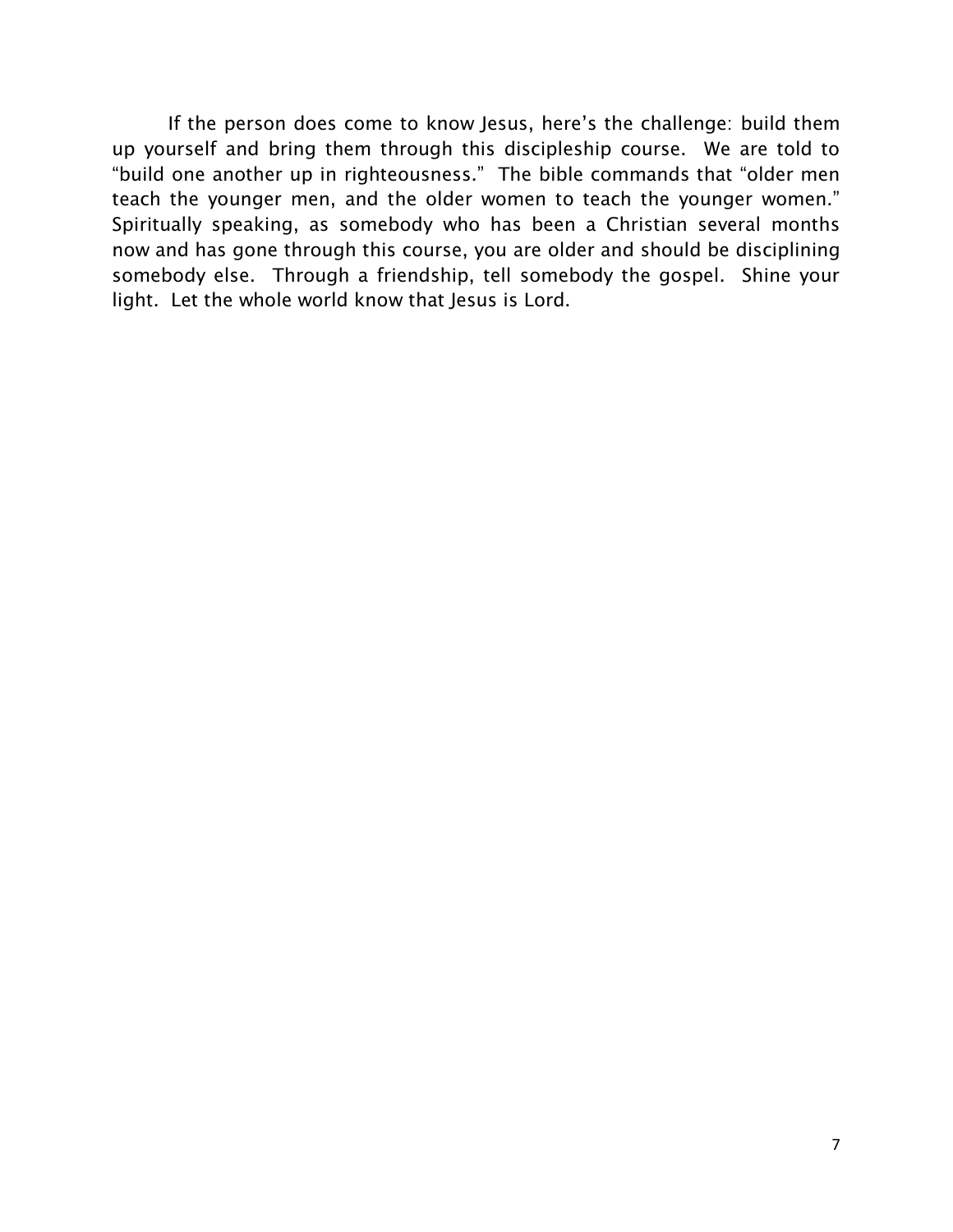If the person does come to know Jesus, here's the challenge: build them up yourself and bring them through this discipleship course. We are told to "build one another up in righteousness." The bible commands that "older men teach the younger men, and the older women to teach the younger women." Spiritually speaking, as somebody who has been a Christian several months now and has gone through this course, you are older and should be disciplining somebody else. Through a friendship, tell somebody the gospel. Shine your light. Let the whole world know that Jesus is Lord.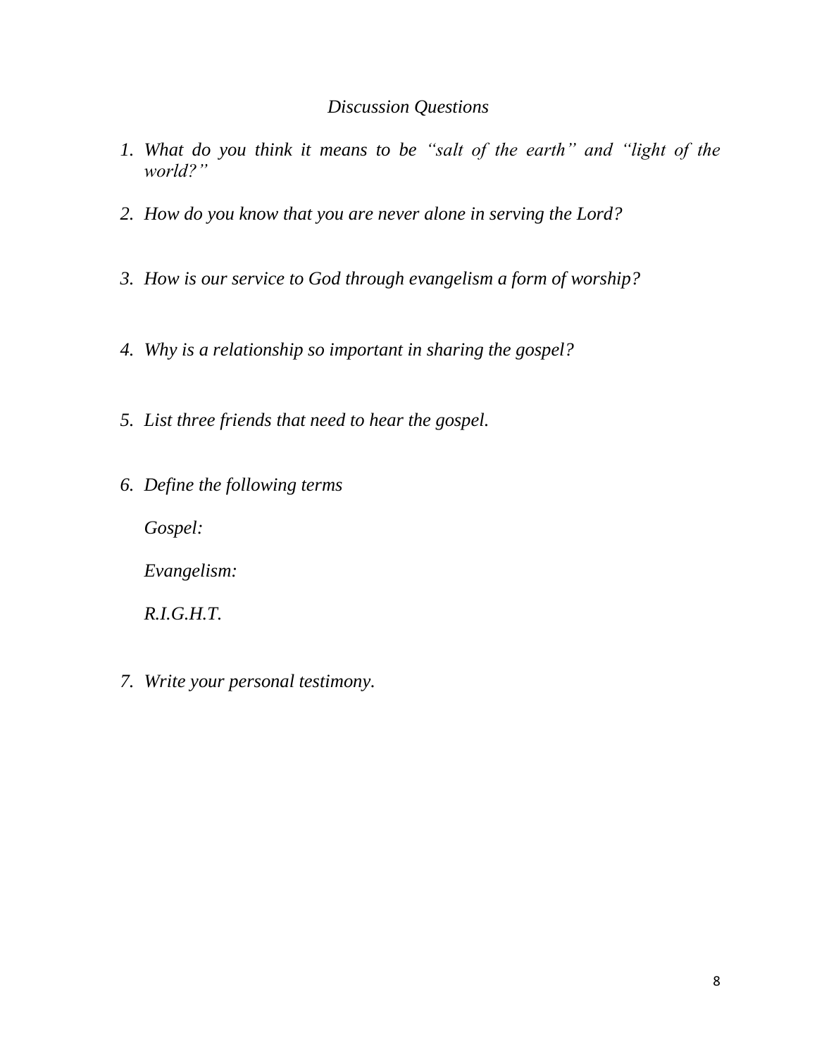*Discussion Questions*

1. *What do you think it means to be "salt of the earth" and "light of the world?"*

2. *How do you know that you are never alone in serving the Lord?*

3. *How is our service to God through evangelism a form of worship?*

4. *Why is a relationship so important in sharing the gospel?*

5. *List three friends that need to hear the gospel.*

6. *Define the following terms*

   *Gospel:*

   *Evangelism:*

   *R.I.G.H.T.*

7. *Write your personal testimony.*